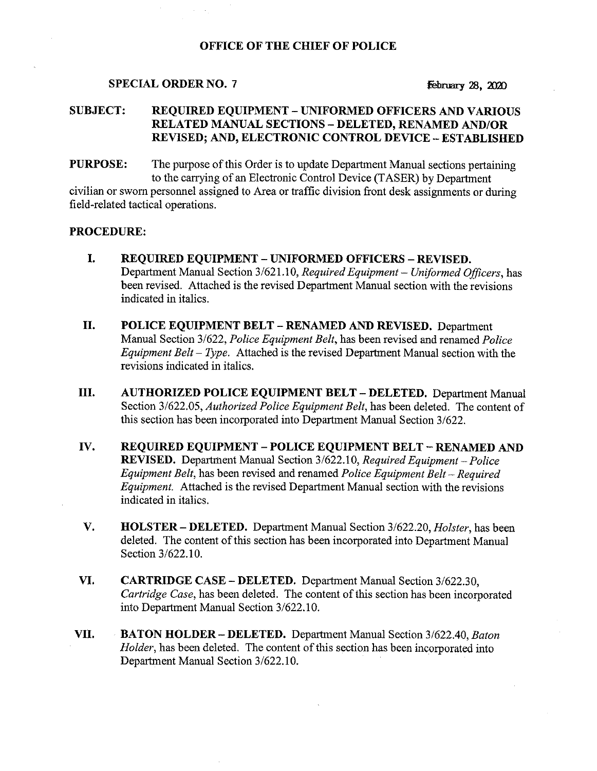**OFFICE OF THE CHIEF OF POLICE**

**SPECIAL ORDER NO. 7** February 28, 2020

**SUBJECT: REQUIRED EQUIPMENT – UNIFORMED OFFICERS AND VARIOUS RELATED MANUAL SECTIONS – DELETED, RENAMED AND/OR REVISED; AND, ELECTRONIC CONTROL DEVICE – ESTABLISHED**

**PURPOSE:** The purpose of this Order is to update Department Manual sections pertaining to the carrying of an Electronic Control Device (TASER) by Department civilian or sworn personnel assigned to Area or traffic division front desk assignments or during field-related tactical operations.

**PROCEDURE:**

**I. REQUIRED EQUIPMENT – UNIFORMED OFFICERS – REVISED.** Department Manual Section 3/621.10, *Required Equipment – Uniformed Officers*, has been revised. Attached is the revised Department Manual section with the revisions indicated in italics.

**II. POLICE EQUIPMENT BELT – RENAMED AND REVISED.** Department Manual Section 3/622, *Police Equipment Belt*, has been revised and renamed *Police Equipment Belt – Type*. Attached is the revised Department Manual section with the revisions indicated in italics.

**III. AUTHORIZED POLICE EQUIPMENT BELT – DELETED.** Department Manual Section 3/622.05, *Authorized Police Equipment Belt*, has been deleted. The content of this section has been incorporated into Department Manual Section 3/622.

**IV. REQUIRED EQUIPMENT – POLICE EQUIPMENT BELT – RENAMED AND REVISED.** Department Manual Section 3/622.10, *Required Equipment – Police Equipment Belt*, has been revised and renamed *Police Equipment Belt – Required Equipment.* Attached is the revised Department Manual section with the revisions indicated in italics.

**V. HOLSTER – DELETED.** Department Manual Section 3/622.20, *Holster*, has been deleted. The content of this section has been incorporated into Department Manual Section 3/622.10.

**VI. CARTRIDGE CASE – DELETED.** Department Manual Section 3/622.30, *Cartridge Case*, has been deleted. The content of this section has been incorporated into Department Manual Section 3/622.10.

**VII. BATON HOLDER – DELETED.** Department Manual Section 3/622.40, *Baton Holder*, has been deleted. The content of this section has been incorporated into Department Manual Section 3/622.10.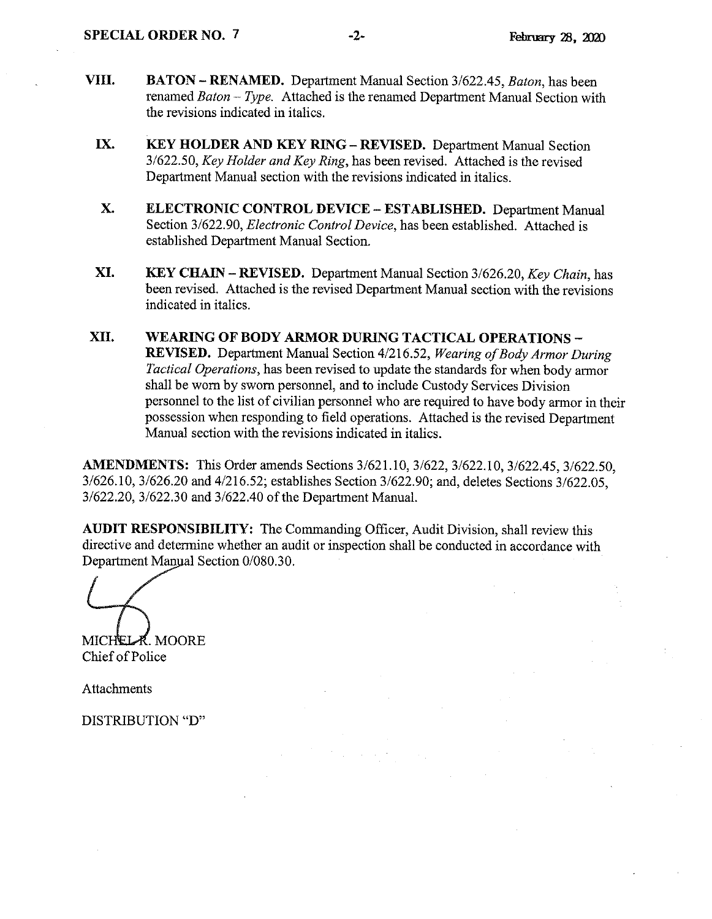**VIII. BATON – RENAMED.** Department Manual Section 3/622.45, *Baton*, has been renamed *Baton – Type*. Attached is the renamed Department Manual Section with the revisions indicated in italics.

**IX. KEY HOLDER AND KEY RING – REVISED.** Department Manual Section 3/622.50, *Key Holder and Key Ring*, has been revised. Attached is the revised Department Manual section with the revisions indicated in italics.

**X. ELECTRONIC CONTROL DEVICE – ESTABLISHED.** Department Manual Section 3/622.90, *Electronic Control Device*, has been established. Attached is established Department Manual Section.

**XI. KEY CHAIN – REVISED.** Department Manual Section 3/626.20, *Key Chain*, has been revised. Attached is the revised Department Manual section with the revisions indicated in italics.

**XII. WEARING OF BODY ARMOR DURING TACTICAL OPERATIONS – REVISED.** Department Manual Section 4/216.52, *Wearing of Body Armor During Tactical Operations*, has been revised to update the standards for when body armor shall be worn by sworn personnel, and to include Custody Services Division personnel to the list of civilian personnel who are required to have body armor in their possession when responding to field operations. Attached is the revised Department Manual section with the revisions indicated in italics.

**AMENDMENTS:** This Order amends Sections 3/621.10, 3/622, 3/622.10, 3/622.45, 3/622.50, 3/626.10, 3/626.20 and 4/216.52; establishes Section 3/622.90; and, deletes Sections 3/622.05, 3/622.20, 3/622.30 and 3/622.40 of the Department Manual.

**AUDIT RESPONSIBILITY:** The Commanding Officer, Audit Division, shall review this directive and determine whether an audit or inspection shall be conducted in accordance with Department Manual Section 0/080.30.

MICHEL R. MOORE
Chief of Police

Attachments

DISTRIBUTION "D"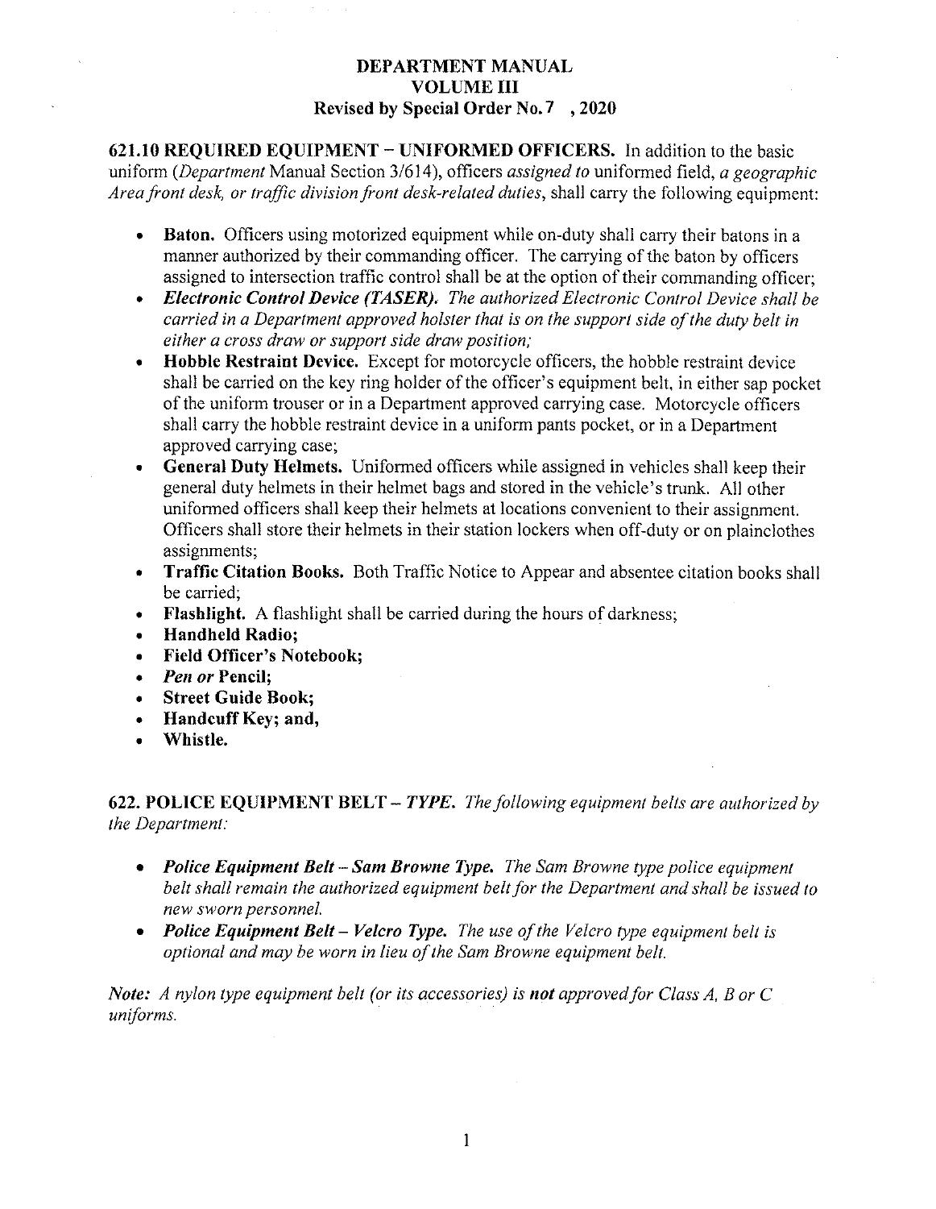**DEPARTMENT MANUAL**
**VOLUME III**
**Revised by Special Order No. 7 , 2020**

**621.10 REQUIRED EQUIPMENT – UNIFORMED OFFICERS.** In addition to the basic uniform (*Department* Manual Section 3/614), officers *assigned to* uniformed field, *a geographic Area front desk, or traffic division front desk-related duties*, shall carry the following equipment:

- **Baton.** Officers using motorized equipment while on-duty shall carry their batons in a manner authorized by their commanding officer. The carrying of the baton by officers assigned to intersection traffic control shall be at the option of their commanding officer;
- ***Electronic Control Device (TASER).*** *The authorized Electronic Control Device shall be carried in a Department approved holster that is on the support side of the duty belt in either a cross draw or support side draw position;*
- **Hobble Restraint Device.** Except for motorcycle officers, the hobble restraint device shall be carried on the key ring holder of the officer's equipment belt, in either sap pocket of the uniform trouser or in a Department approved carrying case. Motorcycle officers shall carry the hobble restraint device in a uniform pants pocket, or in a Department approved carrying case;
- **General Duty Helmets.** Uniformed officers while assigned in vehicles shall keep their general duty helmets in their helmet bags and stored in the vehicle's trunk. All other uniformed officers shall keep their helmets at locations convenient to their assignment. Officers shall store their helmets in their station lockers when off-duty or on plainclothes assignments;
- **Traffic Citation Books.** Both Traffic Notice to Appear and absentee citation books shall be carried;
- **Flashlight.** A flashlight shall be carried during the hours of darkness;
- **Handheld Radio;**
- **Field Officer's Notebook;**
- ***Pen or* Pencil;**
- **Street Guide Book;**
- **Handcuff Key; and,**
- **Whistle.**

**622. POLICE EQUIPMENT BELT –** ***TYPE.*** *The following equipment belts are authorized by the Department:*

- ***Police Equipment Belt – Sam Browne Type.*** *The Sam Browne type police equipment belt shall remain the authorized equipment belt for the Department and shall be issued to new sworn personnel.*
- ***Police Equipment Belt – Velcro Type.*** *The use of the Velcro type equipment belt is optional and may be worn in lieu of the Sam Browne equipment belt.*

***Note:*** *A nylon type equipment belt (or its accessories) is **not** approved for Class A, B or C uniforms.*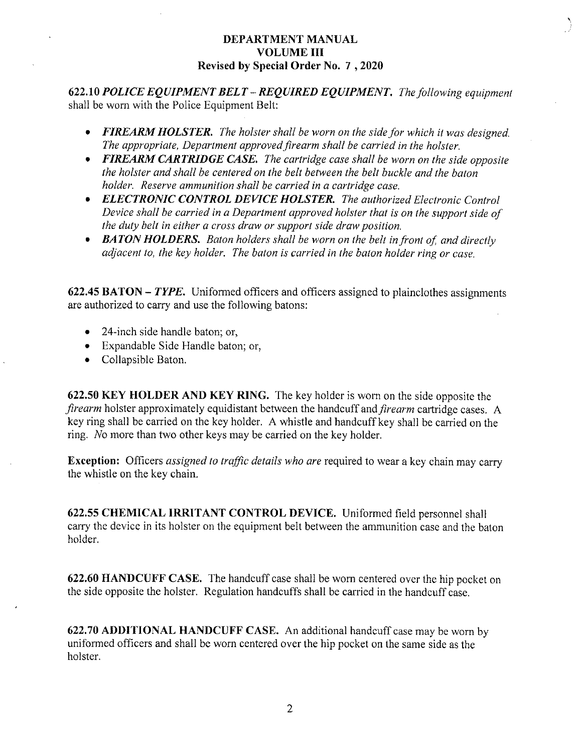**DEPARTMENT MANUAL**
**VOLUME III**
**Revised by Special Order No. 7 , 2020**

**622.10** ***POLICE EQUIPMENT BELT – REQUIRED EQUIPMENT.*** *The following equipment* shall be worn with the Police Equipment Belt:

- ***FIREARM HOLSTER.*** *The holster shall be worn on the side for which it was designed. The appropriate, Department approved firearm shall be carried in the holster.*
- ***FIREARM CARTRIDGE CASE.*** *The cartridge case shall be worn on the side opposite the holster and shall be centered on the belt between the belt buckle and the baton holder. Reserve ammunition shall be carried in a cartridge case.*
- ***ELECTRONIC CONTROL DEVICE HOLSTER.*** *The authorized Electronic Control Device shall be carried in a Department approved holster that is on the support side of the duty belt in either a cross draw or support side draw position.*
- ***BATON HOLDERS.*** *Baton holders shall be worn on the belt in front of, and directly adjacent to, the key holder. The baton is carried in the baton holder ring or case.*

**622.45 BATON –** ***TYPE.*** Uniformed officers and officers assigned to plainclothes assignments are authorized to carry and use the following batons:

- 24-inch side handle baton; or,
- Expandable Side Handle baton; or,
- Collapsible Baton.

**622.50 KEY HOLDER AND KEY RING.** The key holder is worn on the side opposite the *firearm* holster approximately equidistant between the handcuff and *firearm* cartridge cases. A key ring shall be carried on the key holder. A whistle and handcuff key shall be carried on the ring. *N*o more than two other keys may be carried on the key holder.

**Exception:** Officers *assigned to traffic details who are* required to wear a key chain may carry the whistle on the key chain.

**622.55 CHEMICAL IRRITANT CONTROL DEVICE.** Uniformed field personnel shall carry the device in its holster on the equipment belt between the ammunition case and the baton holder.

**622.60 HANDCUFF CASE.** The handcuff case shall be worn centered over the hip pocket on the side opposite the holster. Regulation handcuffs shall be carried in the handcuff case.

**622.70 ADDITIONAL HANDCUFF CASE.** An additional handcuff case may be worn by uniformed officers and shall be worn centered over the hip pocket on the same side as the holster.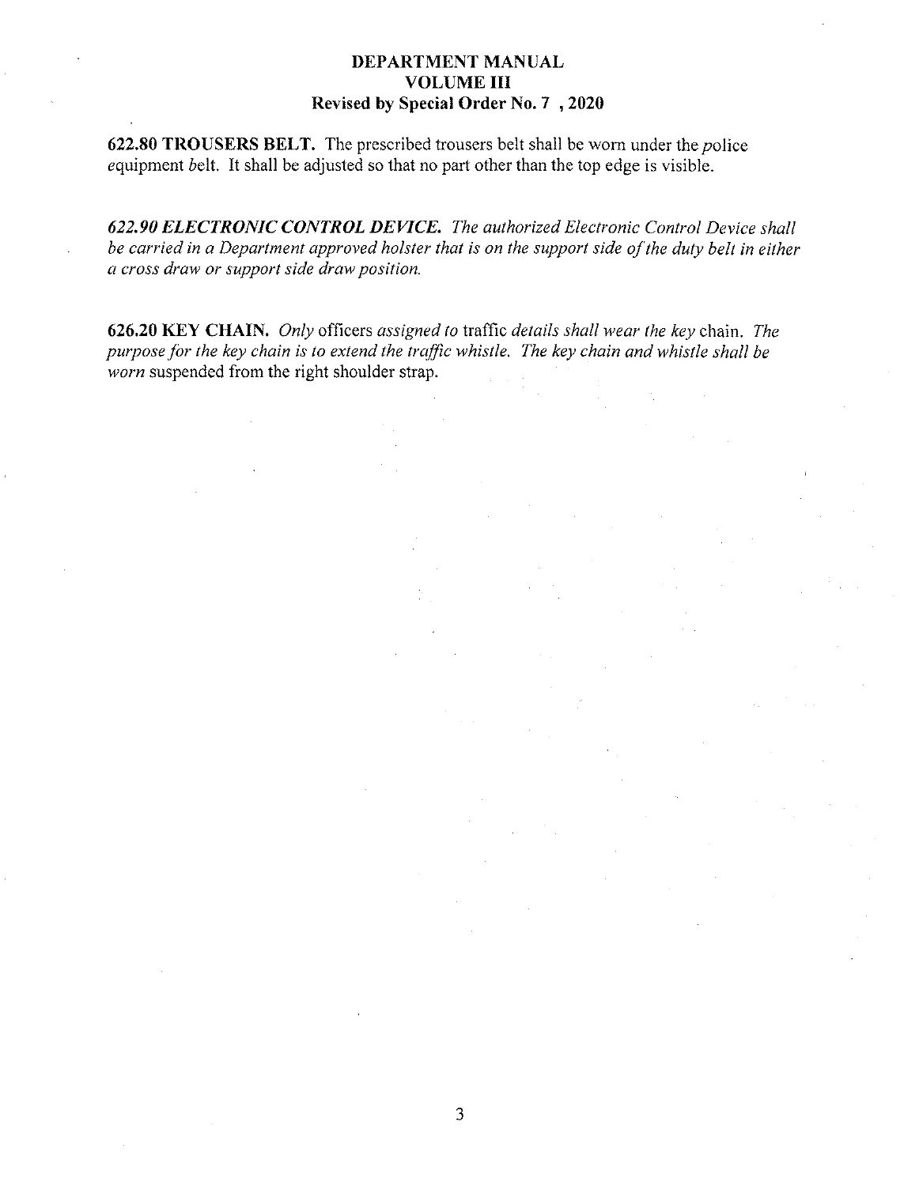**622.80 TROUSERS BELT.** The prescribed trousers belt shall be worn under the *p*olice *e*quipment *b*elt. It shall be adjusted so that no part other than the top edge is visible.

***622.90 ELECTRONIC CONTROL DEVICE.*** *The authorized Electronic Control Device shall be carried in a Department approved holster that is on the support side of the duty belt in either a cross draw or support side draw position.*

**626.20 KEY CHAIN.** *Only* officers *assigned to* traffic *details shall wear the key* chain. *The purpose for the key chain is to extend the traffic whistle. The key chain and whistle shall be worn* suspended from the right shoulder strap.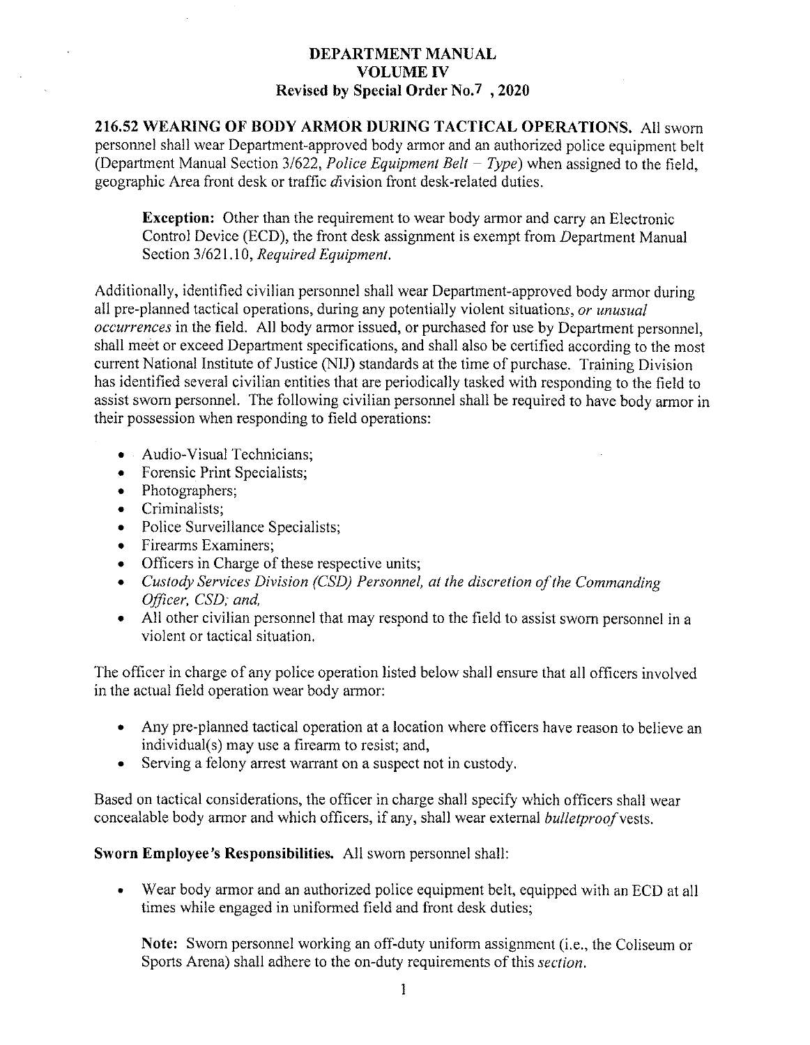**DEPARTMENT MANUAL**
**VOLUME IV**
**Revised by Special Order No.7 , 2020**

**216.52 WEARING OF BODY ARMOR DURING TACTICAL OPERATIONS.** All sworn personnel shall wear Department-approved body armor and an authorized police equipment belt (Department Manual Section 3/622, *Police Equipment Belt – Type*) when assigned to the field, geographic Area front desk or traffic *d*ivision front desk-related duties.

> **Exception:** Other than the requirement to wear body armor and carry an Electronic Control Device (ECD), the front desk assignment is exempt from *D*epartment Manual Section 3/621.10, *Required Equipment.*

Additionally, identified civilian personnel shall wear Department-approved body armor during all pre-planned tactical operations, during any potentially violent situation*s*, *or unusual occurrences* in the field. All body armor issued, or purchased for use by Department personnel, shall meet or exceed Department specifications, and shall also be certified according to the most current National Institute of Justice (NIJ) standards at the time of purchase. Training Division has identified several civilian entities that are periodically tasked with responding to the field to assist sworn personnel. The following civilian personnel shall be required to have body armor in their possession when responding to field operations:

- Audio-Visual Technicians;
- Forensic Print Specialists;
- Photographers;
- Criminalists;
- Police Surveillance Specialists;
- Firearms Examiners;
- Officers in Charge of these respective units;
- *Custody Services Division (CSD) Personnel, at the discretion of the Commanding Officer, CSD; and,*
- All other civilian personnel that may respond to the field to assist sworn personnel in a violent or tactical situation.

The officer in charge of any police operation listed below shall ensure that all officers involved in the actual field operation wear body armor:

- Any pre-planned tactical operation at a location where officers have reason to believe an individual(s) may use a firearm to resist; and,
- Serving a felony arrest warrant on a suspect not in custody.

Based on tactical considerations, the officer in charge shall specify which officers shall wear concealable body armor and which officers, if any, shall wear external *bulletproof* vests.

**Sworn Employee's Responsibilities.** All sworn personnel shall:

- Wear body armor and an authorized police equipment belt, equipped with an ECD at all times while engaged in uniformed field and front desk duties;

  **Note:** Sworn personnel working an off-duty uniform assignment (i.e., the Coliseum or Sports Arena) shall adhere to the on-duty requirements of this *section*.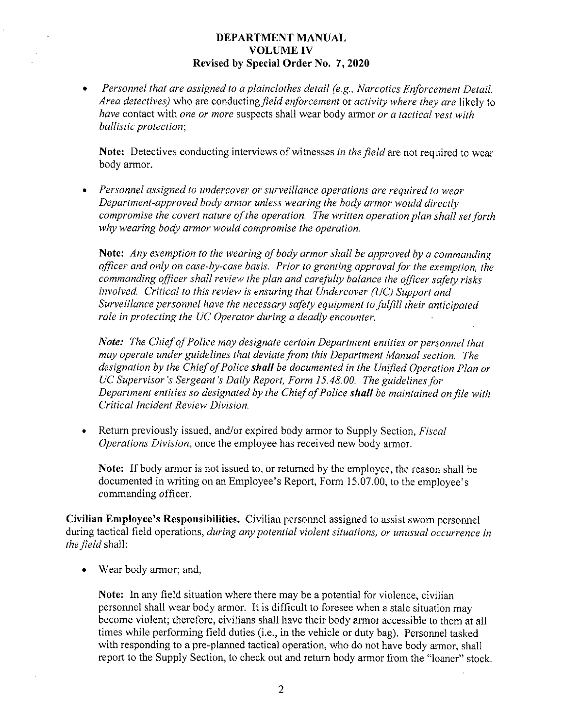**DEPARTMENT MANUAL**
**VOLUME IV**
**Revised by Special Order No. 7, 2020**

- *Personnel that are assigned to a plainclothes detail (e.g., Narcotics Enforcement Detail, Area detectives)* who are conducting *field enforcement* or *activity where they are* likely to *have* contact with *one or more* suspects shall wear body armor *or a tactical vest with ballistic protection*;

  **Note:** Detectives conducting interviews of witnesses *in the field* are not required to wear body armor.

- *Personnel assigned to undercover or surveillance operations are required to wear Department-approved body armor unless wearing the body armor would directly compromise the covert nature of the operation. The written operation plan shall set forth why wearing body armor would compromise the operation.*

  **Note:** *Any exemption to the wearing of body armor shall be approved by a commanding officer and only on case-by-case basis. Prior to granting approval for the exemption, the commanding officer shall review the plan and carefully balance the officer safety risks involved. Critical to this review is ensuring that Undercover (UC) Support and Surveillance personnel have the necessary safety equipment to fulfill their anticipated role in protecting the UC Operator during a deadly encounter.*

  ***Note:*** *The Chief of Police may designate certain Department entities or personnel that may operate under guidelines that deviate from this Department Manual section. The designation by the Chief of Police* ***shall*** *be documented in the Unified Operation Plan or UC Supervisor's Sergeant's Daily Report, Form 15.48.00. The guidelines for Department entities so designated by the Chief of Police* ***shall*** *be maintained on file with Critical Incident Review Division.*

- Return previously issued, and/or expired body armor to Supply Section, *Fiscal Operations Division*, once the employee has received new body armor.

  **Note:** If body armor is not issued to, or returned by the employee, the reason shall be documented in writing on an Employee's Report, Form 15.07.00, to the employee's commanding officer.

**Civilian Employee's Responsibilities.** Civilian personnel assigned to assist sworn personnel during tactical field operations, *during any potential violent situations, or unusual occurrence in the field* shall:

- Wear body armor; and,

  **Note:** In any field situation where there may be a potential for violence, civilian personnel shall wear body armor. It is difficult to foresee when a stale situation may become violent; therefore, civilians shall have their body armor accessible to them at all times while performing field duties (i.e., in the vehicle or duty bag). Personnel tasked with responding to a pre-planned tactical operation, who do not have body armor, shall report to the Supply Section, to check out and return body armor from the "loaner" stock.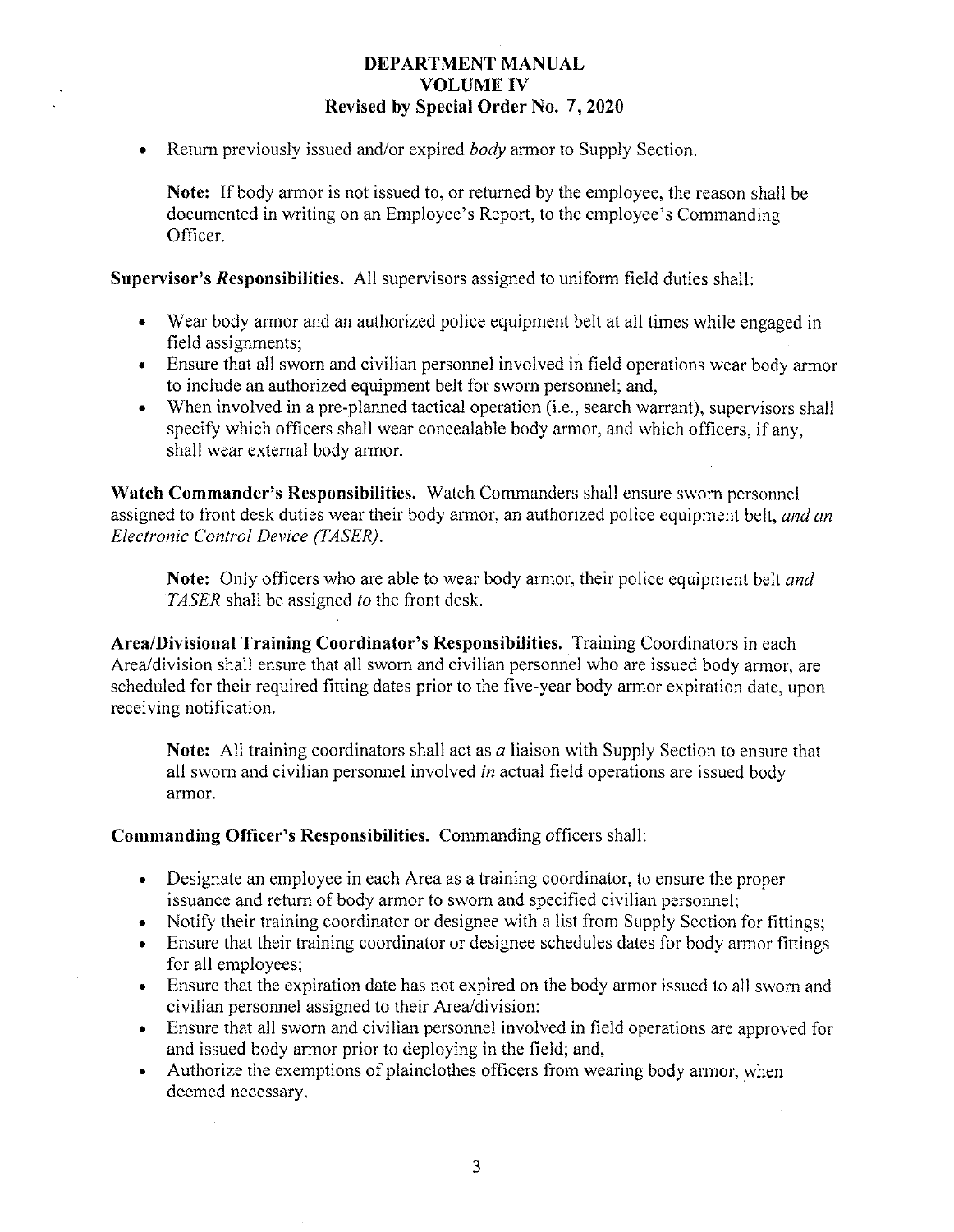- Return previously issued and/or expired *body* armor to Supply Section.

  **Note:** If body armor is not issued to, or returned by the employee, the reason shall be documented in writing on an Employee's Report, to the employee's Commanding Officer.

**Supervisor's *R*esponsibilities.** All supervisors assigned to uniform field duties shall:

- Wear body armor and an authorized police equipment belt at all times while engaged in field assignments;
- Ensure that all sworn and civilian personnel involved in field operations wear body armor to include an authorized equipment belt for sworn personnel; and,
- When involved in a pre-planned tactical operation (i.e., search warrant), supervisors shall specify which officers shall wear concealable body armor, and which officers, if any, shall wear external body armor.

**Watch Commander's Responsibilities.** Watch Commanders shall ensure sworn personnel assigned to front desk duties wear their body armor, an authorized police equipment belt, *and an Electronic Control Device (TASER)*.

  **Note:** Only officers who are able to wear body armor, their police equipment belt *and TASER* shall be assigned *to* the front desk.

**Area/Divisional Training Coordinator's Responsibilities.** Training Coordinators in each Area/division shall ensure that all sworn and civilian personnel who are issued body armor, are scheduled for their required fitting dates prior to the five-year body armor expiration date, upon receiving notification.

  **Note:** All training coordinators shall act as *a* liaison with Supply Section to ensure that all sworn and civilian personnel involved *in* actual field operations are issued body armor.

**Commanding Officer's Responsibilities.** Commanding *o*fficers shall:

- Designate an employee in each Area as a training coordinator, to ensure the proper issuance and return of body armor to sworn and specified civilian personnel;
- Notify their training coordinator or designee with a list from Supply Section for fittings;
- Ensure that their training coordinator or designee schedules dates for body armor fittings for all employees;
- Ensure that the expiration date has not expired on the body armor issued to all sworn and civilian personnel assigned to their Area/division;
- Ensure that all sworn and civilian personnel involved in field operations are approved for and issued body armor prior to deploying in the field; and,
- Authorize the exemptions of plainclothes officers from wearing body armor, when deemed necessary.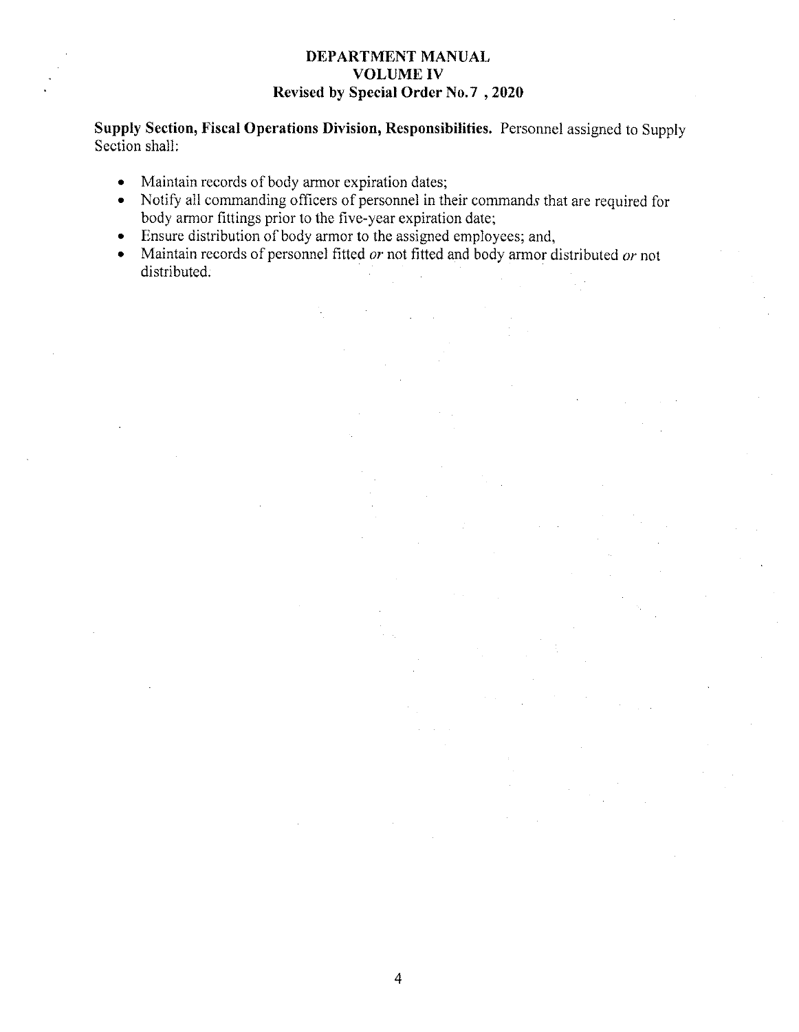**DEPARTMENT MANUAL**
**VOLUME IV**
**Revised by Special Order No.7 , 2020**

**Supply Section, Fiscal Operations Division, Responsibilities.** Personnel assigned to Supply Section shall:

- Maintain records of body armor expiration dates;
- Notify all commanding officers of personnel in their commands that are required for body armor fittings prior to the five-year expiration date;
- Ensure distribution of body armor to the assigned employees; and,
- Maintain records of personnel fitted *or* not fitted and body armor distributed *or* not distributed.